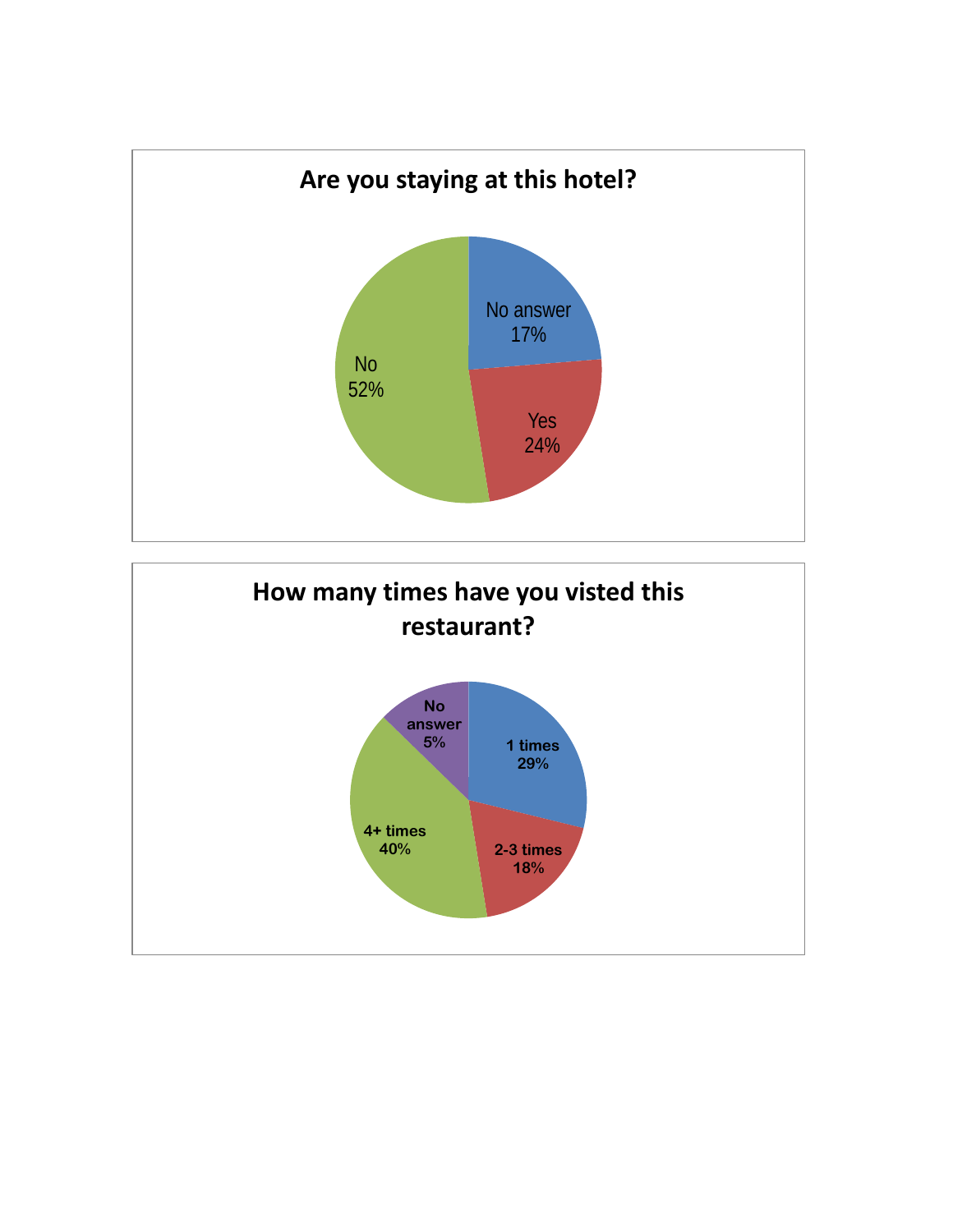## Are you staying at this hotel?

No answer 17%

Yes 24%

No 52%

## How many times have you visted this restaurant?

No answer 5%

1 times 29%

2-3 times 18%

4+ times 40%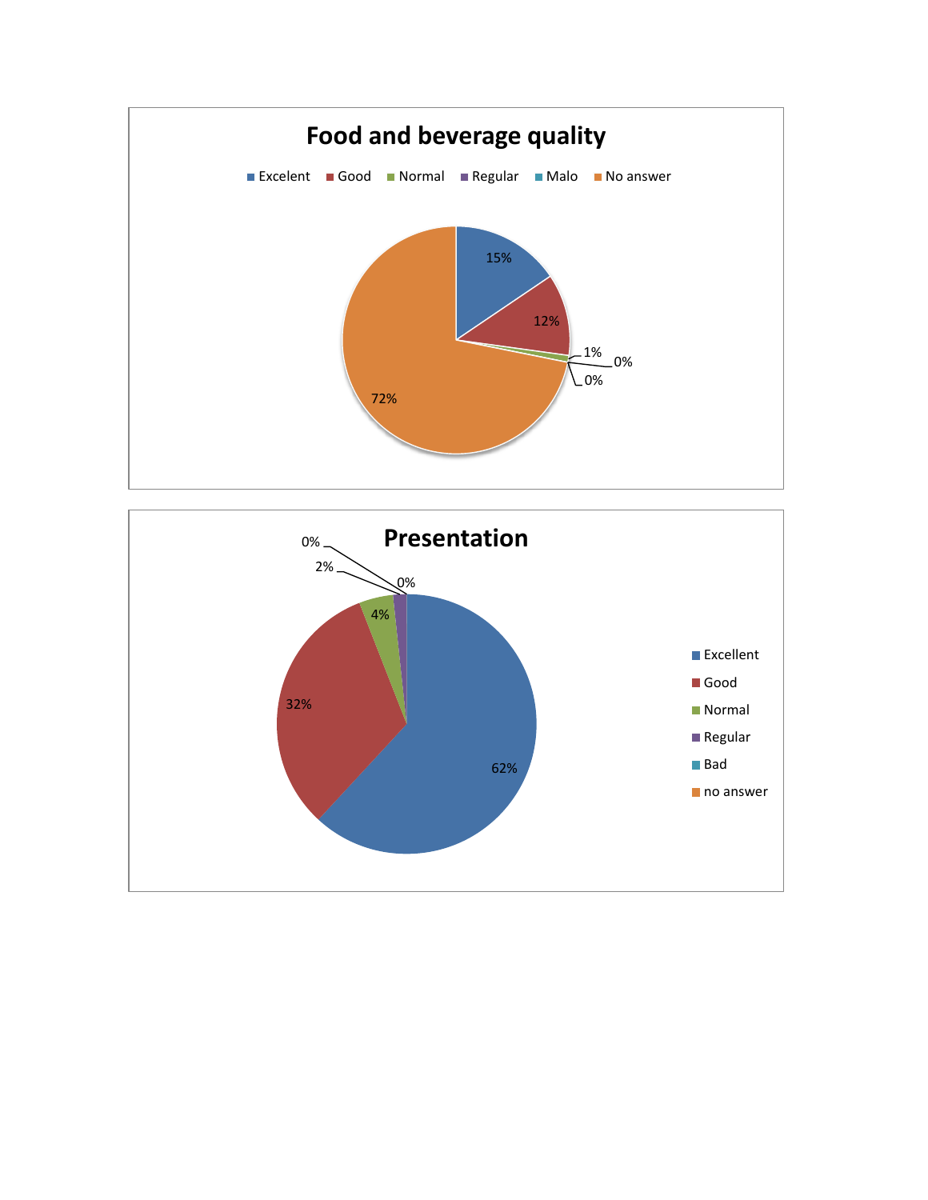## Food and beverage quality

Excelent | Good | Normal | Regular | Malo | No answer

15% | 12% | 1% | 0% | 0% | 72%

## Presentation

Excellent | Good | Normal | Regular | Bad | no answer

62% | 32% | 4% | 2% | 0% | 0%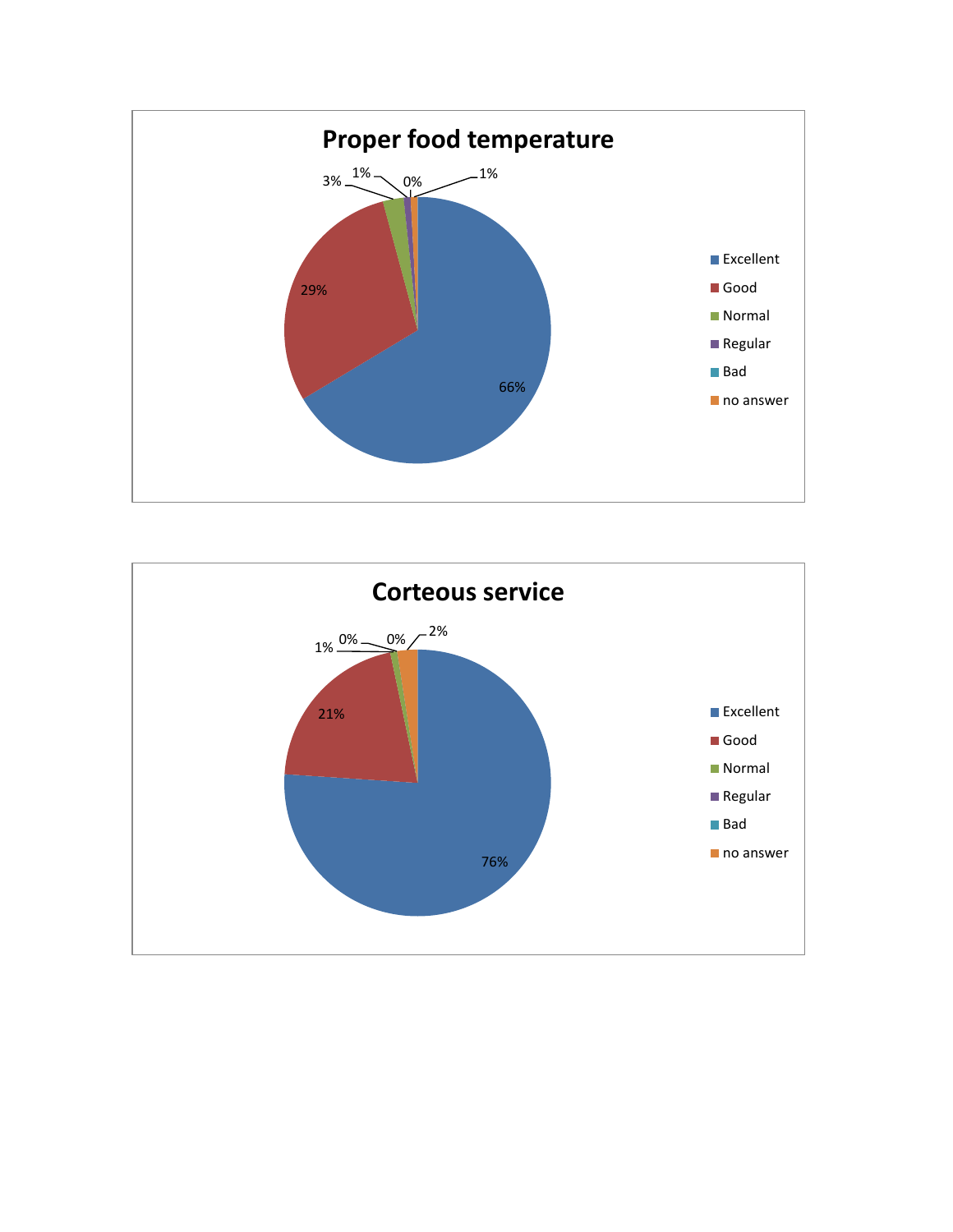## Proper food temperature

| Category | Percentage |
|---|---|
| Excellent | 66% |
| Good | 29% |
| Normal | 3% |
| Regular | 1% |
| Bad | 0% |
| no answer | 1% |

## Corteous service

| Category | Percentage |
|---|---|
| Excellent | 76% |
| Good | 21% |
| Normal | 1% |
| Regular | 0% |
| Bad | 0% |
| no answer | 2% |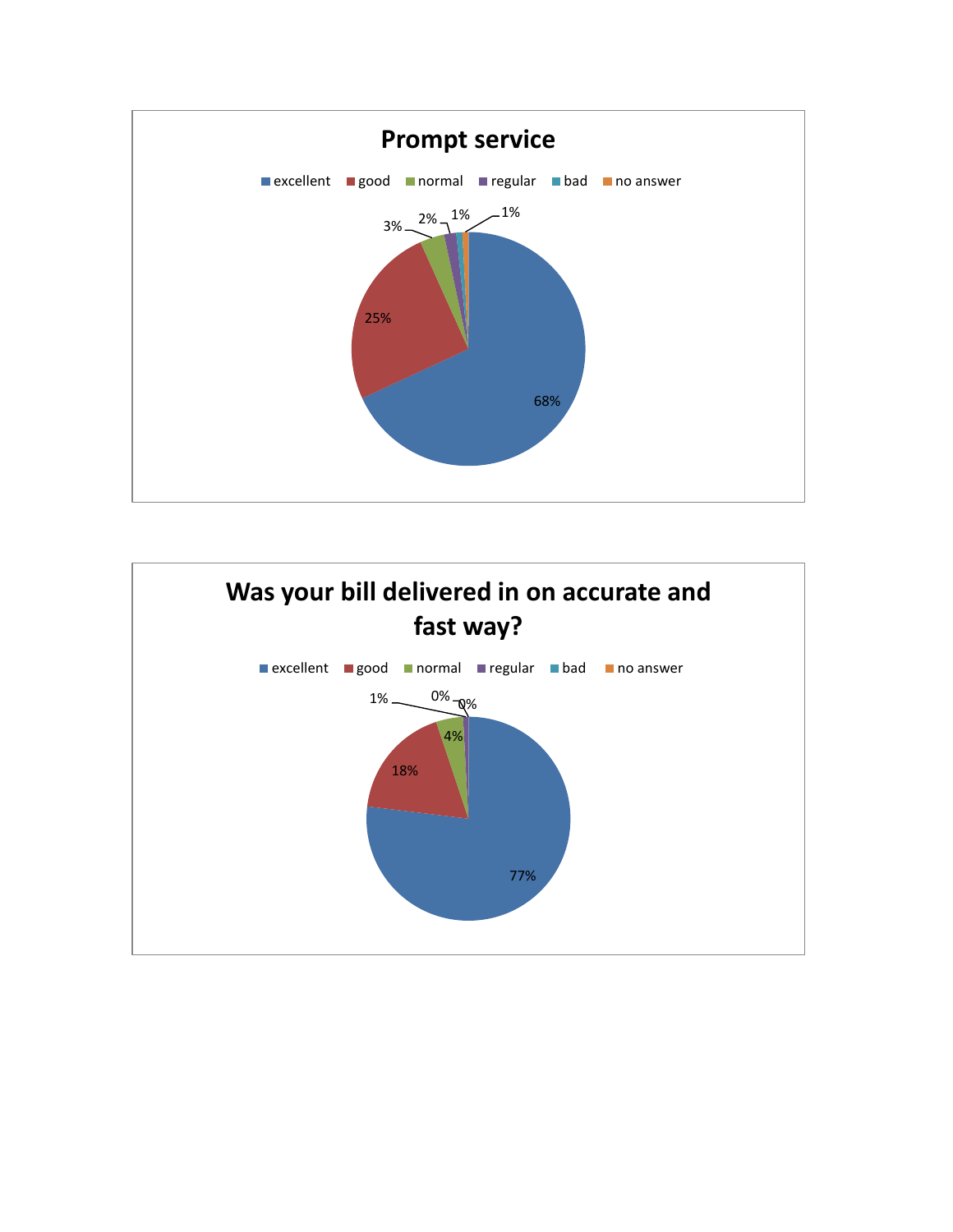## Prompt service

- excellent
- good
- normal
- regular
- bad
- no answer

| Category | Percentage |
|---|---|
| excellent | 68% |
| good | 25% |
| normal | 3% |
| regular | 2% |
| bad | 1% |
| no answer | 1% |

## Was your bill delivered in on accurate and fast way?

- excellent
- good
- normal
- regular
- bad
- no answer

| Category | Percentage |
|---|---|
| excellent | 77% |
| good | 18% |
| normal | 4% |
| regular | 1% |
| bad | 0% |
| no answer | 0% |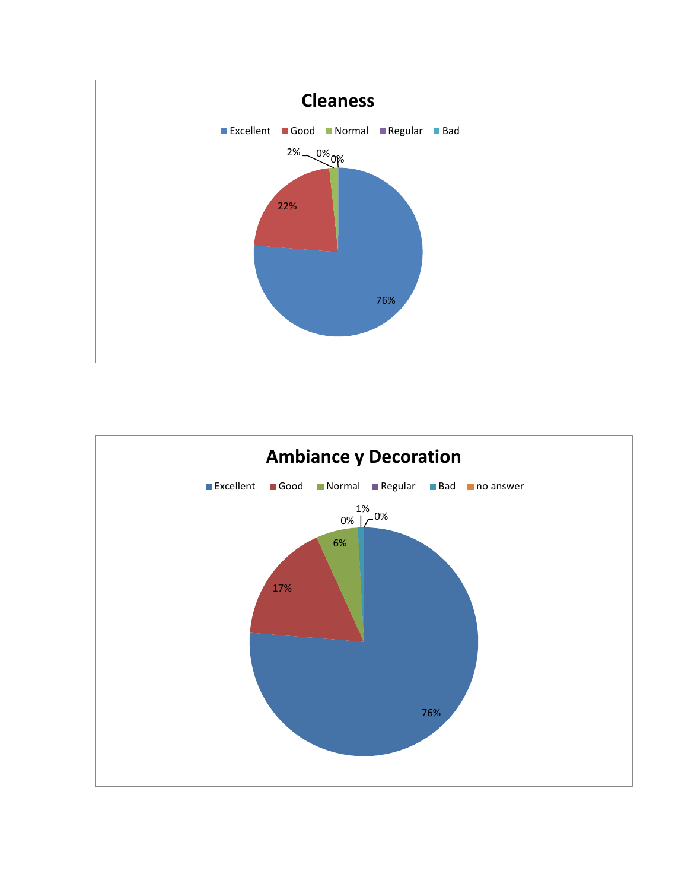## Cleaness

| Rating | Percentage |
|---|---|
| Excellent | 76% |
| Good | 22% |
| Normal | 2% |
| Regular | 0% |
| Bad | 0% |

## Ambiance y Decoration

| Rating | Percentage |
|---|---|
| Excellent | 76% |
| Good | 17% |
| Normal | 6% |
| Regular | 0% |
| Bad | 1% |
| no answer | 0% |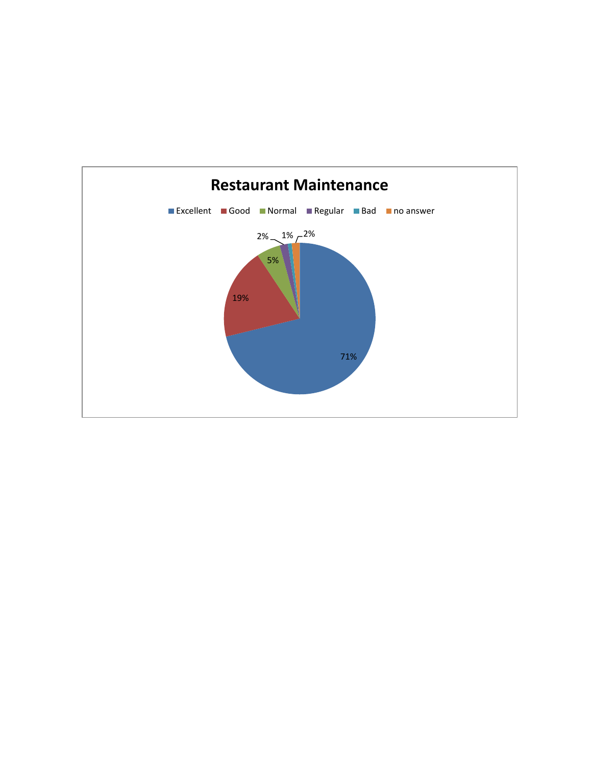## Restaurant Maintenance

| Category | Percentage |
| --- | --- |
| Excellent | 71% |
| Good | 19% |
| Normal | 5% |
| Regular | 2% |
| Bad | 1% |
| no answer | 2% |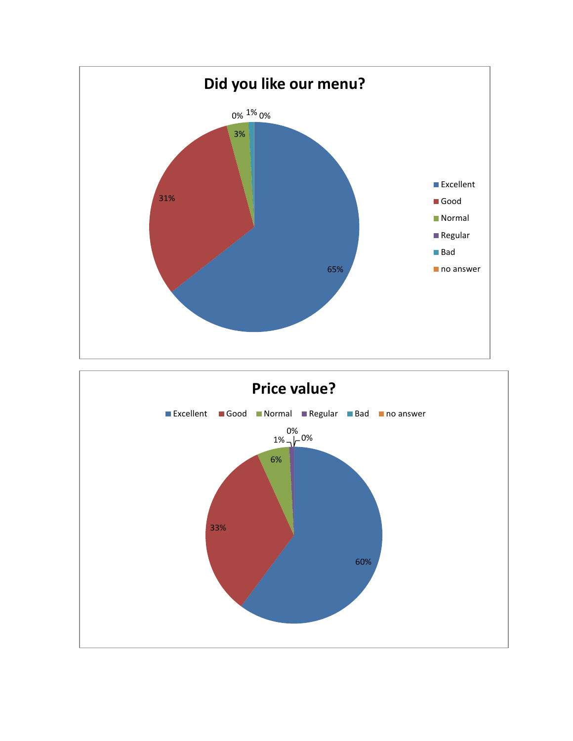## Did you like our menu?

| Response | Percentage |
|---|---|
| Excellent | 65% |
| Good | 31% |
| Normal | 3% |
| Regular | 0% |
| Bad | 1% |
| no answer | 0% |

## Price value?

| Response | Percentage |
|---|---|
| Excellent | 60% |
| Good | 33% |
| Normal | 6% |
| Regular | 1% |
| Bad | 0% |
| no answer | 0% |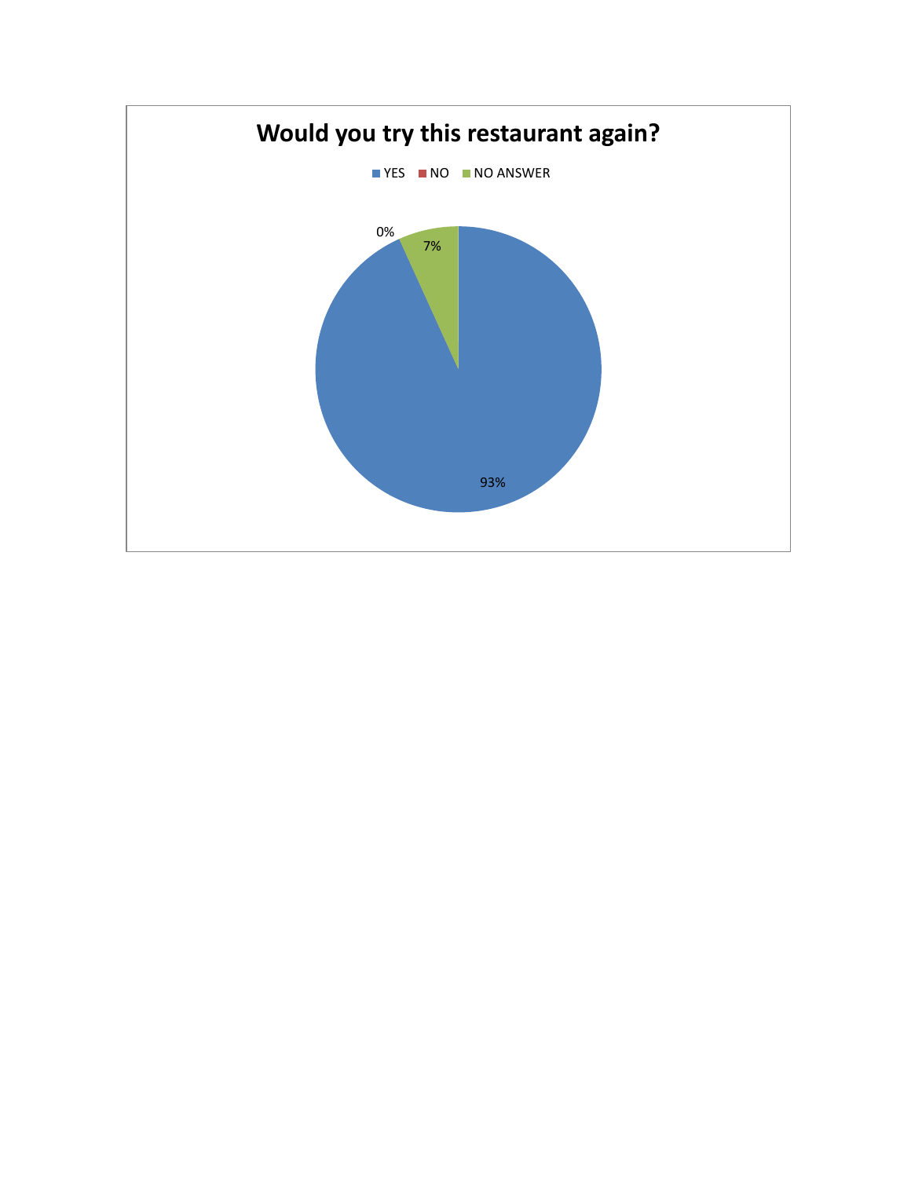Would you try this restaurant again?

YES NO NO ANSWER

0%

7%

93%